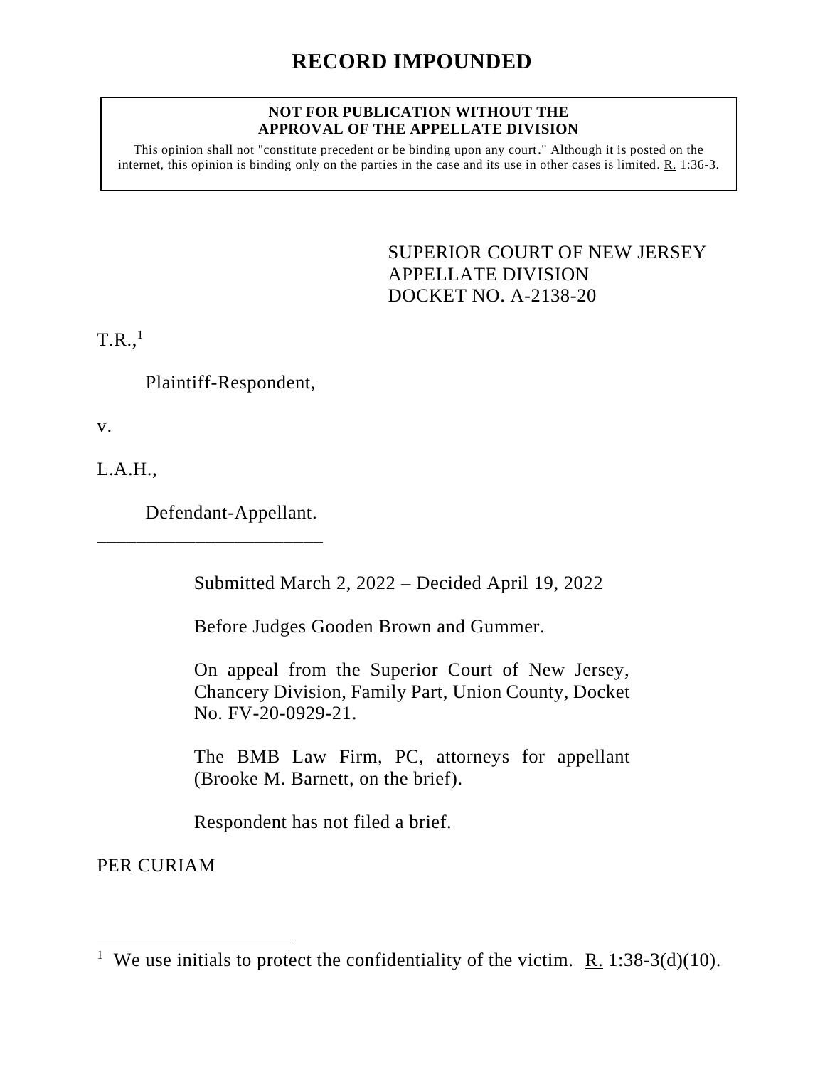# RECORD IMPOUNDED

**NOT FOR PUBLICATION WITHOUT THE APPROVAL OF THE APPELLATE DIVISION**

This opinion shall not "constitute precedent or be binding upon any court." Although it is posted on the internet, this opinion is binding only on the parties in the case and its use in other cases is limited. R. 1:36-3.

SUPERIOR COURT OF NEW JERSEY
APPELLATE DIVISION
DOCKET NO. A-2138-20

T.R.,[1]

Plaintiff-Respondent,

v.

L.A.H.,

Defendant-Appellant.

_______________________

Submitted March 2, 2022 – Decided April 19, 2022

Before Judges Gooden Brown and Gummer.

On appeal from the Superior Court of New Jersey, Chancery Division, Family Part, Union County, Docket No. FV-20-0929-21.

The BMB Law Firm, PC, attorneys for appellant (Brooke M. Barnett, on the brief).

Respondent has not filed a brief.

PER CURIAM

---

[1] We use initials to protect the confidentiality of the victim. R. 1:38-3(d)(10).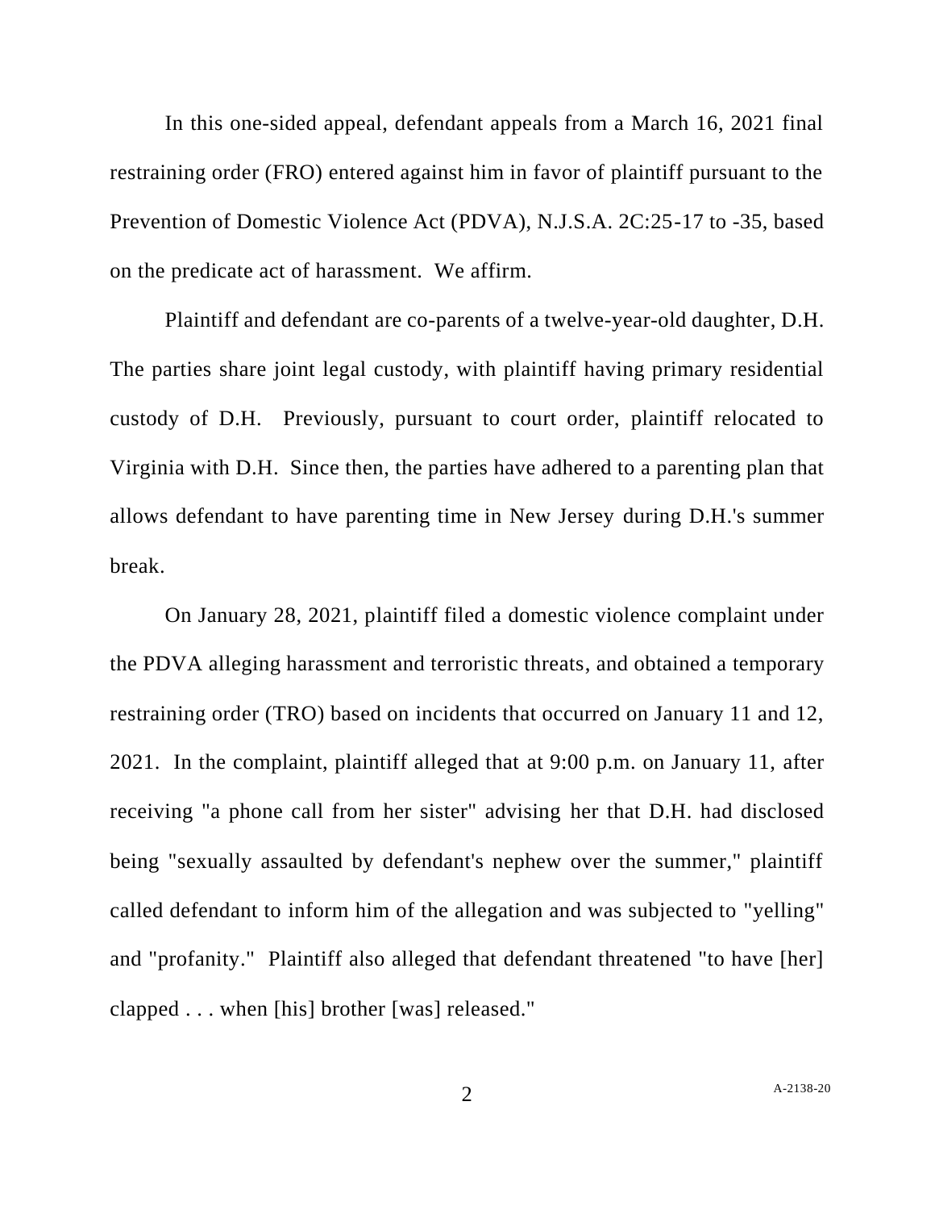In this one-sided appeal, defendant appeals from a March 16, 2021 final restraining order (FRO) entered against him in favor of plaintiff pursuant to the Prevention of Domestic Violence Act (PDVA), N.J.S.A. 2C:25-17 to -35, based on the predicate act of harassment. We affirm.

Plaintiff and defendant are co-parents of a twelve-year-old daughter, D.H. The parties share joint legal custody, with plaintiff having primary residential custody of D.H. Previously, pursuant to court order, plaintiff relocated to Virginia with D.H. Since then, the parties have adhered to a parenting plan that allows defendant to have parenting time in New Jersey during D.H.'s summer break.

On January 28, 2021, plaintiff filed a domestic violence complaint under the PDVA alleging harassment and terroristic threats, and obtained a temporary restraining order (TRO) based on incidents that occurred on January 11 and 12, 2021. In the complaint, plaintiff alleged that at 9:00 p.m. on January 11, after receiving "a phone call from her sister" advising her that D.H. had disclosed being "sexually assaulted by defendant's nephew over the summer," plaintiff called defendant to inform him of the allegation and was subjected to "yelling" and "profanity." Plaintiff also alleged that defendant threatened "to have [her] clapped . . . when [his] brother [was] released."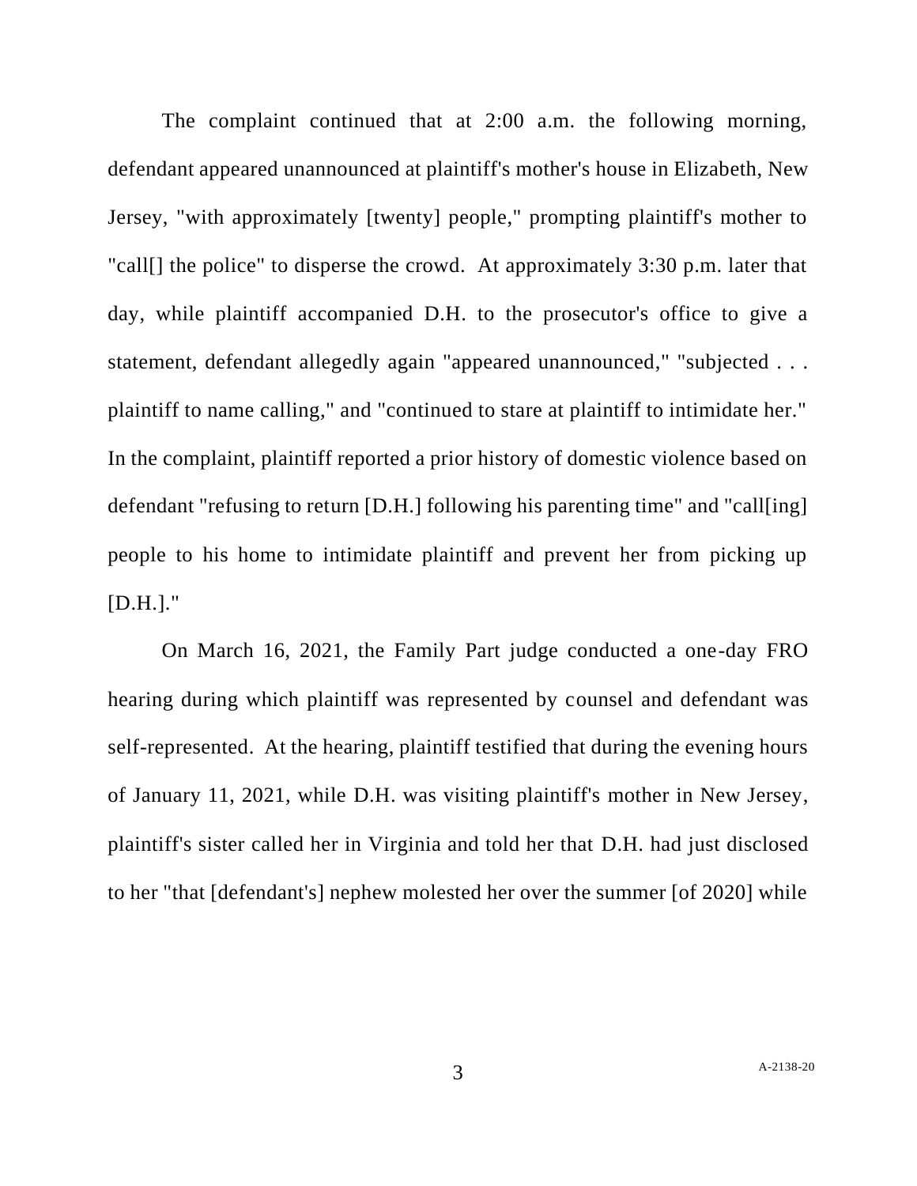The complaint continued that at 2:00 a.m. the following morning, defendant appeared unannounced at plaintiff's mother's house in Elizabeth, New Jersey, "with approximately [twenty] people," prompting plaintiff's mother to "call[] the police" to disperse the crowd. At approximately 3:30 p.m. later that day, while plaintiff accompanied D.H. to the prosecutor's office to give a statement, defendant allegedly again "appeared unannounced," "subjected . . . plaintiff to name calling," and "continued to stare at plaintiff to intimidate her." In the complaint, plaintiff reported a prior history of domestic violence based on defendant "refusing to return [D.H.] following his parenting time" and "call[ing] people to his home to intimidate plaintiff and prevent her from picking up [D.H.]."

On March 16, 2021, the Family Part judge conducted a one-day FRO hearing during which plaintiff was represented by counsel and defendant was self-represented. At the hearing, plaintiff testified that during the evening hours of January 11, 2021, while D.H. was visiting plaintiff's mother in New Jersey, plaintiff's sister called her in Virginia and told her that D.H. had just disclosed to her "that [defendant's] nephew molested her over the summer [of 2020] while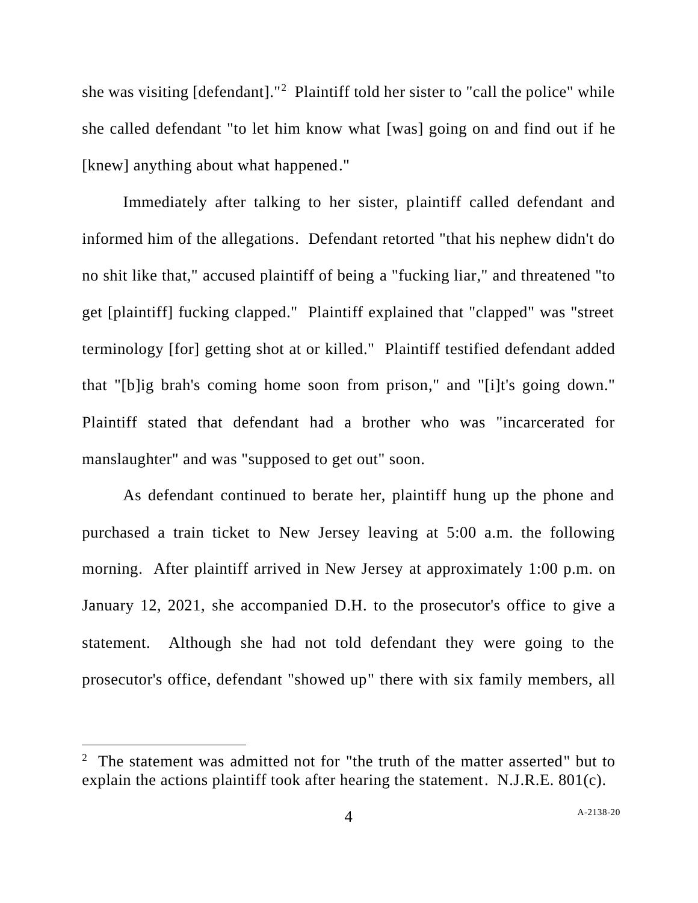she was visiting [defendant]."[2] Plaintiff told her sister to "call the police" while she called defendant "to let him know what [was] going on and find out if he [knew] anything about what happened."

Immediately after talking to her sister, plaintiff called defendant and informed him of the allegations. Defendant retorted "that his nephew didn't do no shit like that," accused plaintiff of being a "fucking liar," and threatened "to get [plaintiff] fucking clapped." Plaintiff explained that "clapped" was "street terminology [for] getting shot at or killed." Plaintiff testified defendant added that "[b]ig brah's coming home soon from prison," and "[i]t's going down." Plaintiff stated that defendant had a brother who was "incarcerated for manslaughter" and was "supposed to get out" soon.

As defendant continued to berate her, plaintiff hung up the phone and purchased a train ticket to New Jersey leaving at 5:00 a.m. the following morning. After plaintiff arrived in New Jersey at approximately 1:00 p.m. on January 12, 2021, she accompanied D.H. to the prosecutor's office to give a statement. Although she had not told defendant they were going to the prosecutor's office, defendant "showed up" there with six family members, all

---

[2] The statement was admitted not for "the truth of the matter asserted" but to explain the actions plaintiff took after hearing the statement. N.J.R.E. 801(c).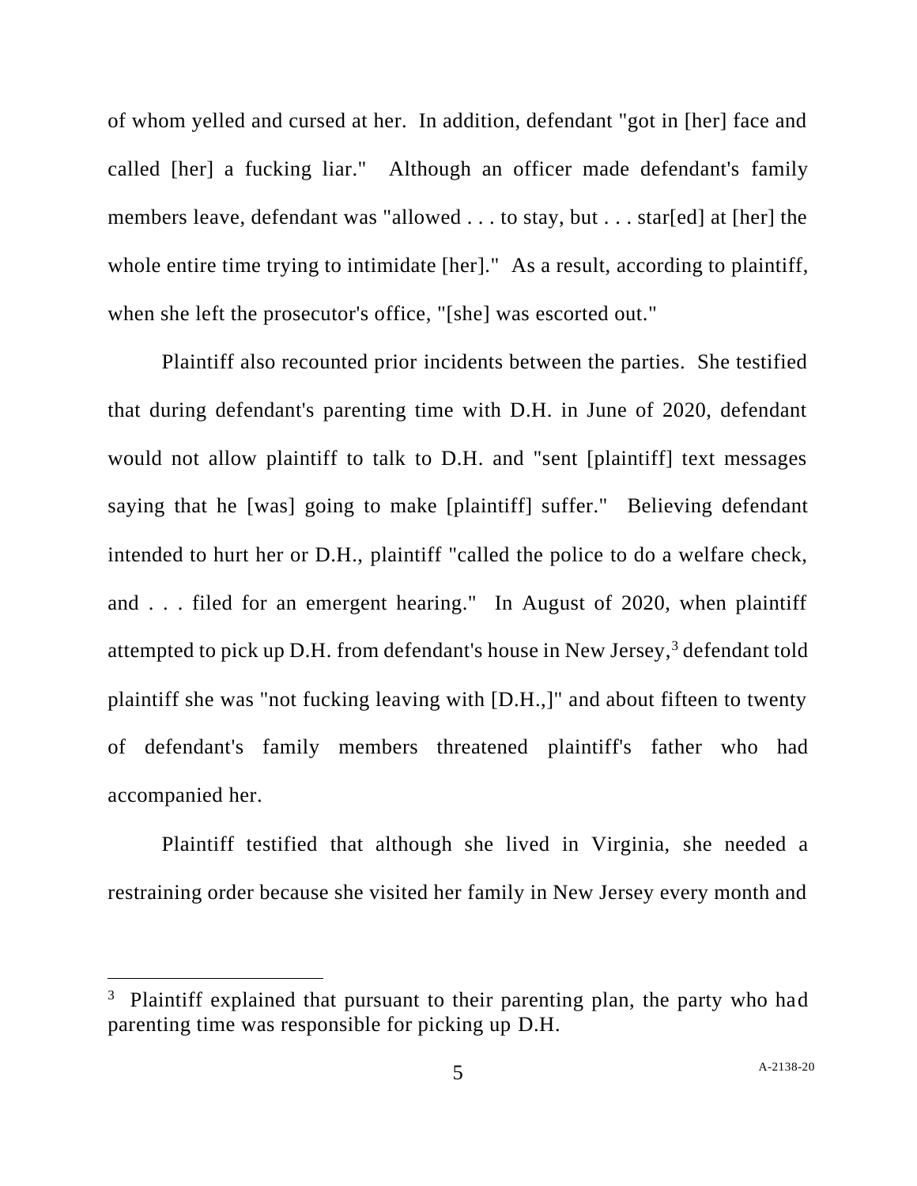of whom yelled and cursed at her. In addition, defendant "got in [her] face and called [her] a fucking liar." Although an officer made defendant's family members leave, defendant was "allowed . . . to stay, but . . . star[ed] at [her] the whole entire time trying to intimidate [her]." As a result, according to plaintiff, when she left the prosecutor's office, "[she] was escorted out."

Plaintiff also recounted prior incidents between the parties. She testified that during defendant's parenting time with D.H. in June of 2020, defendant would not allow plaintiff to talk to D.H. and "sent [plaintiff] text messages saying that he [was] going to make [plaintiff] suffer." Believing defendant intended to hurt her or D.H., plaintiff "called the police to do a welfare check, and . . . filed for an emergent hearing." In August of 2020, when plaintiff attempted to pick up D.H. from defendant's house in New Jersey,[3] defendant told plaintiff she was "not fucking leaving with [D.H.,]" and about fifteen to twenty of defendant's family members threatened plaintiff's father who had accompanied her.

Plaintiff testified that although she lived in Virginia, she needed a restraining order because she visited her family in New Jersey every month and

---

[3] Plaintiff explained that pursuant to their parenting plan, the party who had parenting time was responsible for picking up D.H.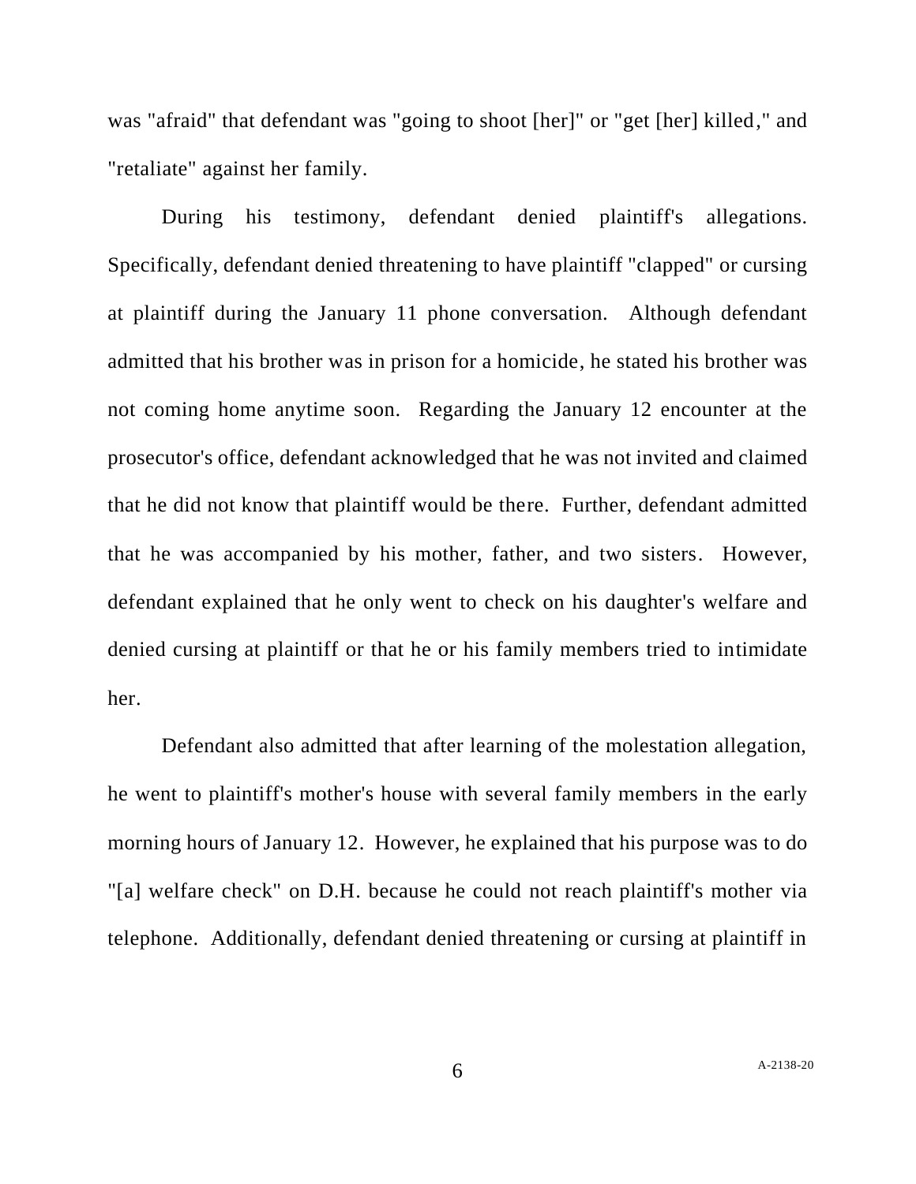was "afraid" that defendant was "going to shoot [her]" or "get [her] killed," and "retaliate" against her family.

During his testimony, defendant denied plaintiff's allegations. Specifically, defendant denied threatening to have plaintiff "clapped" or cursing at plaintiff during the January 11 phone conversation. Although defendant admitted that his brother was in prison for a homicide, he stated his brother was not coming home anytime soon. Regarding the January 12 encounter at the prosecutor's office, defendant acknowledged that he was not invited and claimed that he did not know that plaintiff would be there. Further, defendant admitted that he was accompanied by his mother, father, and two sisters. However, defendant explained that he only went to check on his daughter's welfare and denied cursing at plaintiff or that he or his family members tried to intimidate her.

Defendant also admitted that after learning of the molestation allegation, he went to plaintiff's mother's house with several family members in the early morning hours of January 12. However, he explained that his purpose was to do "[a] welfare check" on D.H. because he could not reach plaintiff's mother via telephone. Additionally, defendant denied threatening or cursing at plaintiff in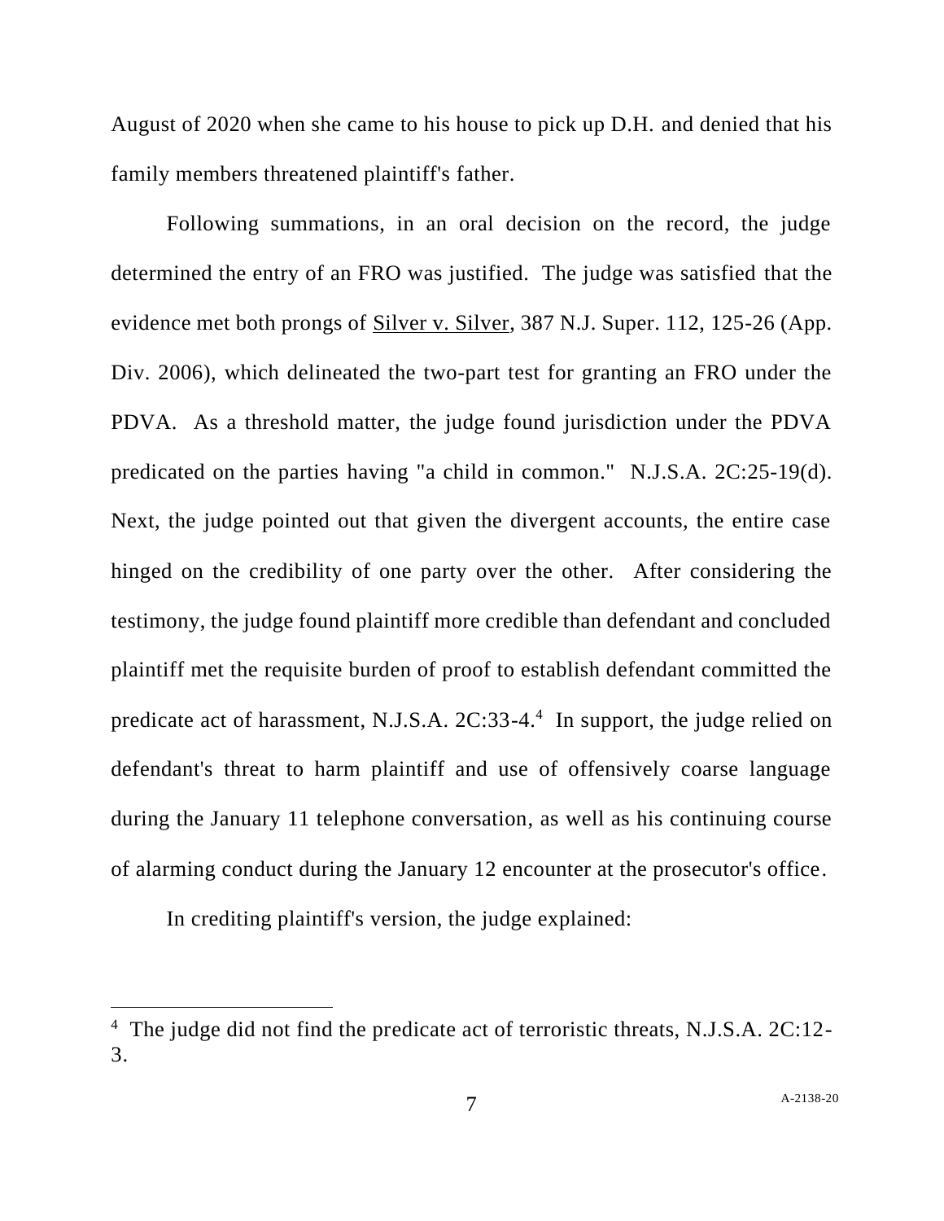August of 2020 when she came to his house to pick up D.H. and denied that his family members threatened plaintiff's father.

Following summations, in an oral decision on the record, the judge determined the entry of an FRO was justified. The judge was satisfied that the evidence met both prongs of Silver v. Silver, 387 N.J. Super. 112, 125-26 (App. Div. 2006), which delineated the two-part test for granting an FRO under the PDVA. As a threshold matter, the judge found jurisdiction under the PDVA predicated on the parties having "a child in common." N.J.S.A. 2C:25-19(d). Next, the judge pointed out that given the divergent accounts, the entire case hinged on the credibility of one party over the other. After considering the testimony, the judge found plaintiff more credible than defendant and concluded plaintiff met the requisite burden of proof to establish defendant committed the predicate act of harassment, N.J.S.A. 2C:33-4.[4] In support, the judge relied on defendant's threat to harm plaintiff and use of offensively coarse language during the January 11 telephone conversation, as well as his continuing course of alarming conduct during the January 12 encounter at the prosecutor's office.

In crediting plaintiff's version, the judge explained:

[4] The judge did not find the predicate act of terroristic threats, N.J.S.A. 2C:12-3.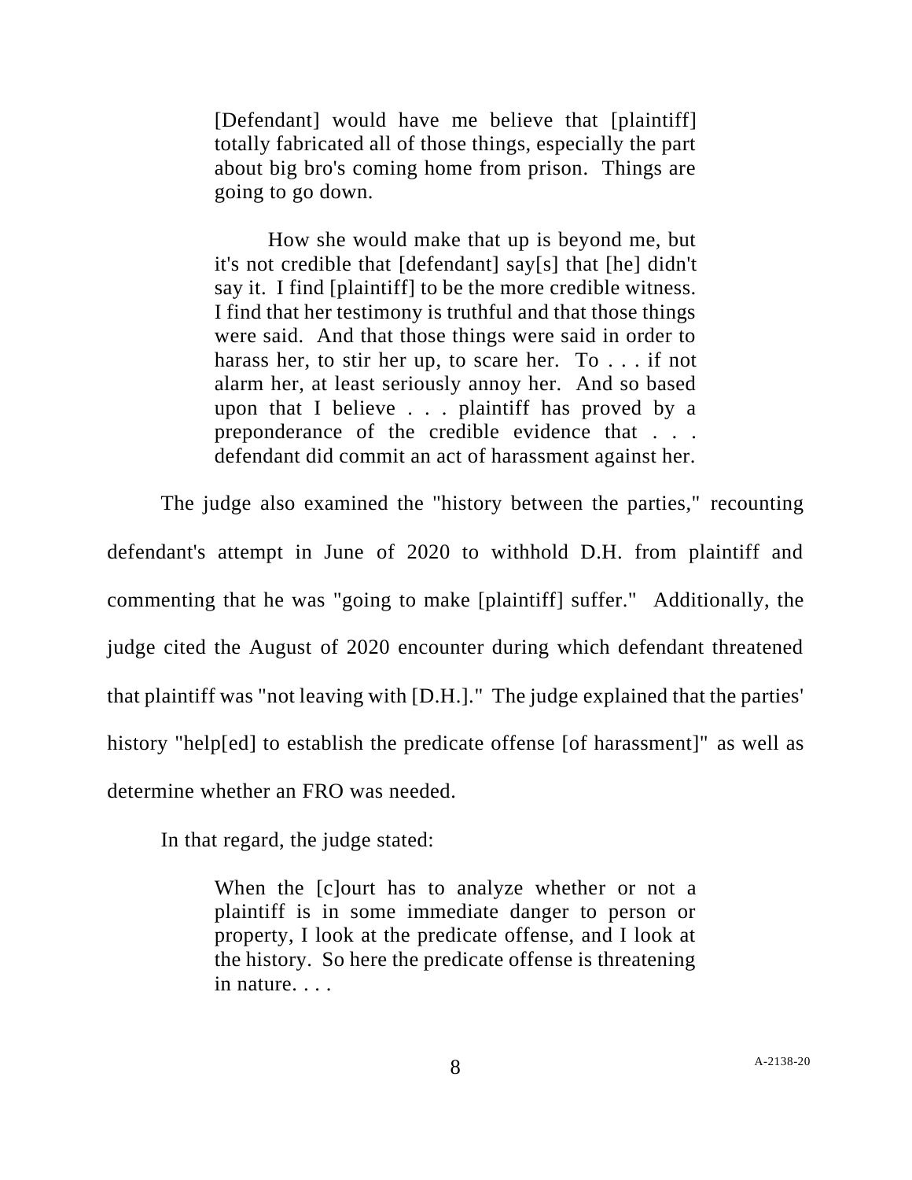> [Defendant] would have me believe that [plaintiff] totally fabricated all of those things, especially the part about big bro's coming home from prison. Things are going to go down.
>
> How she would make that up is beyond me, but it's not credible that [defendant] say[s] that [he] didn't say it. I find [plaintiff] to be the more credible witness. I find that her testimony is truthful and that those things were said. And that those things were said in order to harass her, to stir her up, to scare her. To . . . if not alarm her, at least seriously annoy her. And so based upon that I believe . . . plaintiff has proved by a preponderance of the credible evidence that . . . defendant did commit an act of harassment against her.

The judge also examined the "history between the parties," recounting defendant's attempt in June of 2020 to withhold D.H. from plaintiff and commenting that he was "going to make [plaintiff] suffer." Additionally, the judge cited the August of 2020 encounter during which defendant threatened that plaintiff was "not leaving with [D.H.]." The judge explained that the parties' history "help[ed] to establish the predicate offense [of harassment]" as well as determine whether an FRO was needed.

In that regard, the judge stated:

> When the [c]ourt has to analyze whether or not a plaintiff is in some immediate danger to person or property, I look at the predicate offense, and I look at the history. So here the predicate offense is threatening in nature. . . .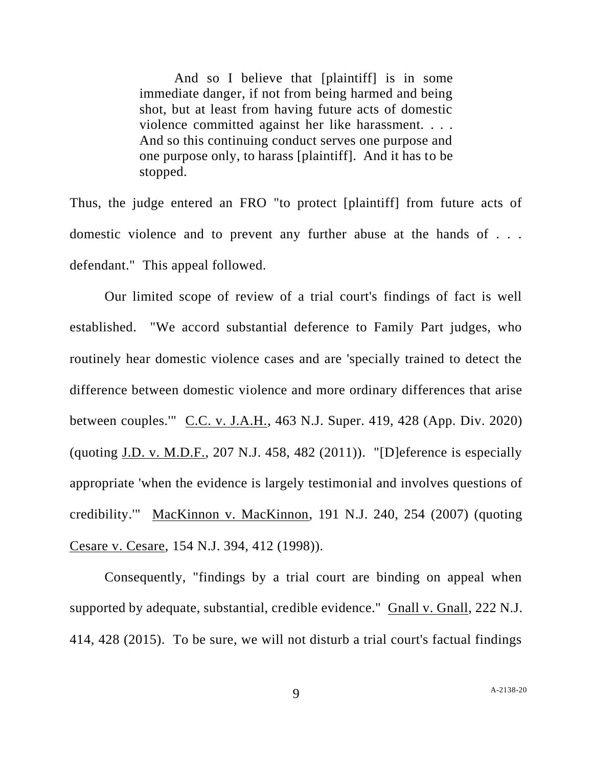> And so I believe that [plaintiff] is in some immediate danger, if not from being harmed and being shot, but at least from having future acts of domestic violence committed against her like harassment. . . . And so this continuing conduct serves one purpose and one purpose only, to harass [plaintiff]. And it has to be stopped.

Thus, the judge entered an FRO "to protect [plaintiff] from future acts of domestic violence and to prevent any further abuse at the hands of . . . defendant." This appeal followed.

Our limited scope of review of a trial court's findings of fact is well established. "We accord substantial deference to Family Part judges, who routinely hear domestic violence cases and are 'specially trained to detect the difference between domestic violence and more ordinary differences that arise between couples.'" C.C. v. J.A.H., 463 N.J. Super. 419, 428 (App. Div. 2020) (quoting J.D. v. M.D.F., 207 N.J. 458, 482 (2011)). "[D]eference is especially appropriate 'when the evidence is largely testimonial and involves questions of credibility.'" MacKinnon v. MacKinnon, 191 N.J. 240, 254 (2007) (quoting Cesare v. Cesare, 154 N.J. 394, 412 (1998)).

Consequently, "findings by a trial court are binding on appeal when supported by adequate, substantial, credible evidence." Gnall v. Gnall, 222 N.J. 414, 428 (2015). To be sure, we will not disturb a trial court's factual findings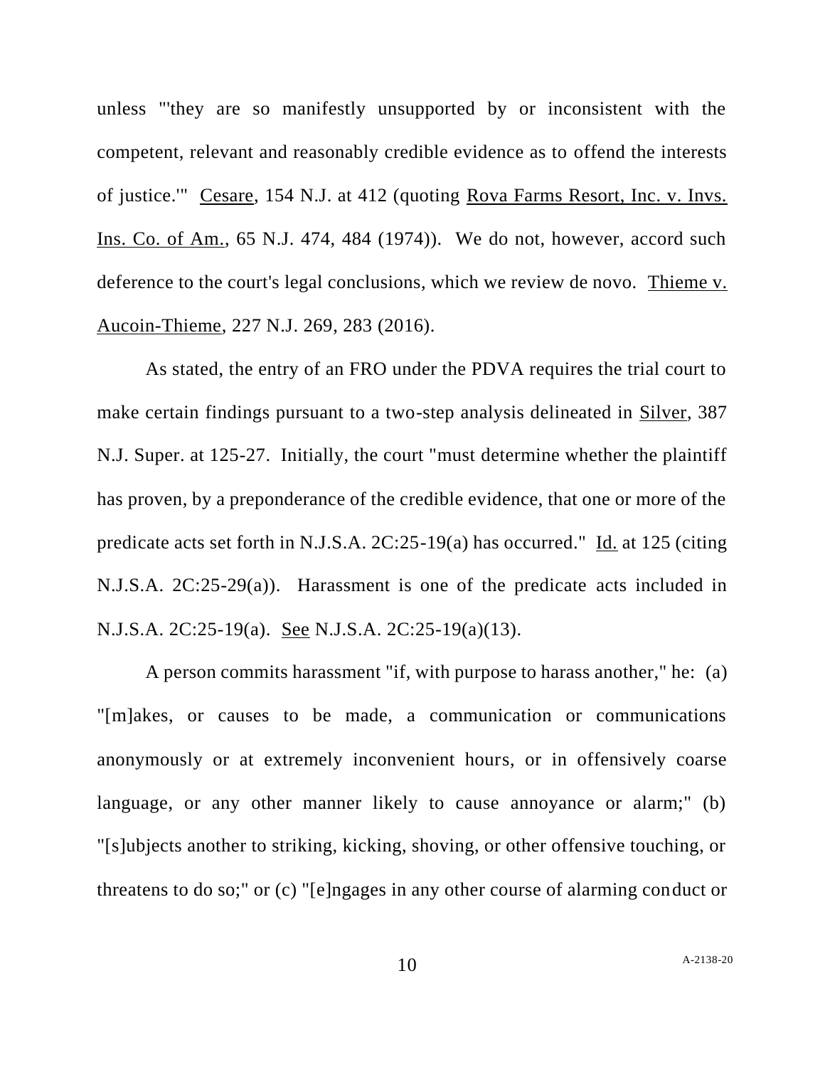unless "'they are so manifestly unsupported by or inconsistent with the competent, relevant and reasonably credible evidence as to offend the interests of justice.'" Cesare, 154 N.J. at 412 (quoting Rova Farms Resort, Inc. v. Invs. Ins. Co. of Am., 65 N.J. 474, 484 (1974)). We do not, however, accord such deference to the court's legal conclusions, which we review de novo. Thieme v. Aucoin-Thieme, 227 N.J. 269, 283 (2016).

As stated, the entry of an FRO under the PDVA requires the trial court to make certain findings pursuant to a two-step analysis delineated in Silver, 387 N.J. Super. at 125-27. Initially, the court "must determine whether the plaintiff has proven, by a preponderance of the credible evidence, that one or more of the predicate acts set forth in N.J.S.A. 2C:25-19(a) has occurred." Id. at 125 (citing N.J.S.A. 2C:25-29(a)). Harassment is one of the predicate acts included in N.J.S.A. 2C:25-19(a). See N.J.S.A. 2C:25-19(a)(13).

A person commits harassment "if, with purpose to harass another," he: (a) "[m]akes, or causes to be made, a communication or communications anonymously or at extremely inconvenient hours, or in offensively coarse language, or any other manner likely to cause annoyance or alarm;" (b) "[s]ubjects another to striking, kicking, shoving, or other offensive touching, or threatens to do so;" or (c) "[e]ngages in any other course of alarming conduct or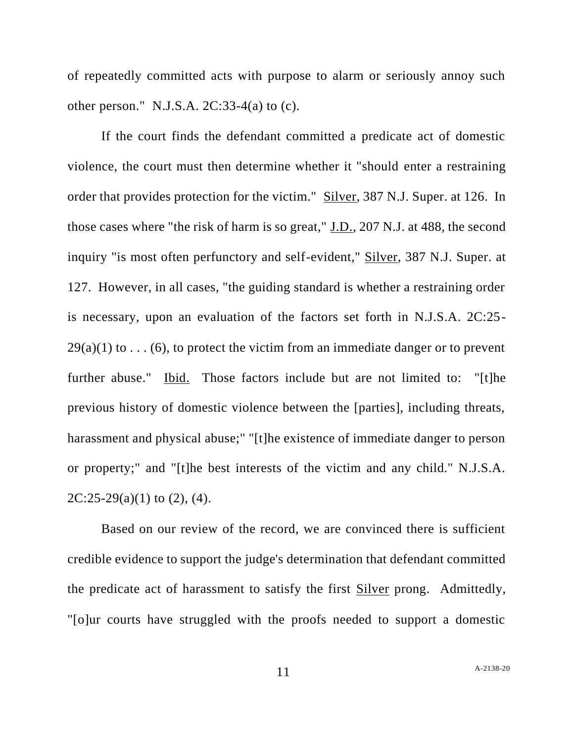of repeatedly committed acts with purpose to alarm or seriously annoy such other person." N.J.S.A. 2C:33-4(a) to (c).

If the court finds the defendant committed a predicate act of domestic violence, the court must then determine whether it "should enter a restraining order that provides protection for the victim." Silver, 387 N.J. Super. at 126. In those cases where "the risk of harm is so great," J.D., 207 N.J. at 488, the second inquiry "is most often perfunctory and self-evident," Silver, 387 N.J. Super. at 127. However, in all cases, "the guiding standard is whether a restraining order is necessary, upon an evaluation of the factors set forth in N.J.S.A. 2C:25-29(a)(1) to . . . (6), to protect the victim from an immediate danger or to prevent further abuse." Ibid. Those factors include but are not limited to: "[t]he previous history of domestic violence between the [parties], including threats, harassment and physical abuse;" "[t]he existence of immediate danger to person or property;" and "[t]he best interests of the victim and any child." N.J.S.A. 2C:25-29(a)(1) to (2), (4).

Based on our review of the record, we are convinced there is sufficient credible evidence to support the judge's determination that defendant committed the predicate act of harassment to satisfy the first Silver prong. Admittedly, "[o]ur courts have struggled with the proofs needed to support a domestic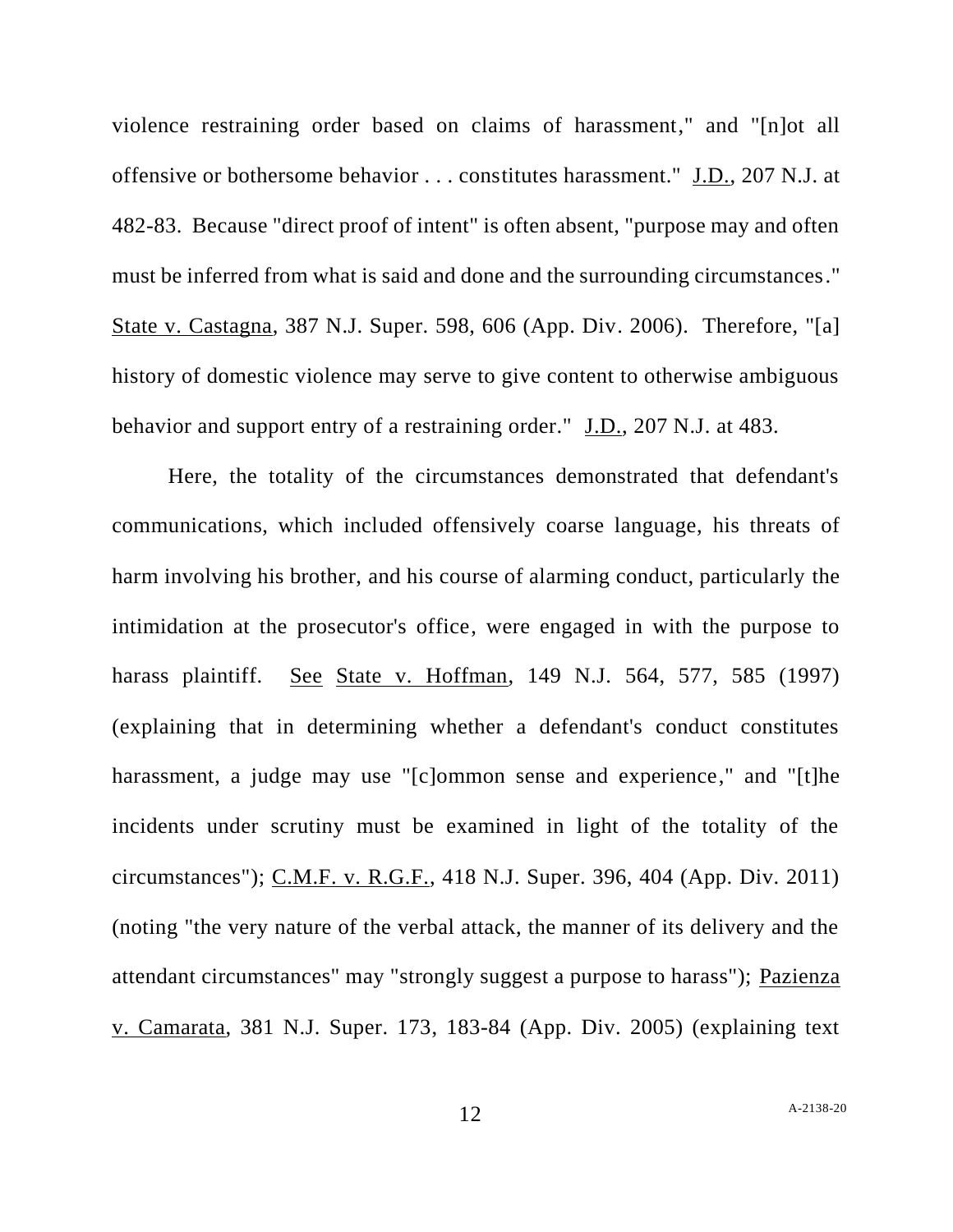violence restraining order based on claims of harassment," and "[n]ot all offensive or bothersome behavior . . . constitutes harassment." J.D., 207 N.J. at 482-83. Because "direct proof of intent" is often absent, "purpose may and often must be inferred from what is said and done and the surrounding circumstances." State v. Castagna, 387 N.J. Super. 598, 606 (App. Div. 2006). Therefore, "[a] history of domestic violence may serve to give content to otherwise ambiguous behavior and support entry of a restraining order." J.D., 207 N.J. at 483.

Here, the totality of the circumstances demonstrated that defendant's communications, which included offensively coarse language, his threats of harm involving his brother, and his course of alarming conduct, particularly the intimidation at the prosecutor's office, were engaged in with the purpose to harass plaintiff. See State v. Hoffman, 149 N.J. 564, 577, 585 (1997) (explaining that in determining whether a defendant's conduct constitutes harassment, a judge may use "[c]ommon sense and experience," and "[t]he incidents under scrutiny must be examined in light of the totality of the circumstances"); C.M.F. v. R.G.F., 418 N.J. Super. 396, 404 (App. Div. 2011) (noting "the very nature of the verbal attack, the manner of its delivery and the attendant circumstances" may "strongly suggest a purpose to harass"); Pazienza v. Camarata, 381 N.J. Super. 173, 183-84 (App. Div. 2005) (explaining text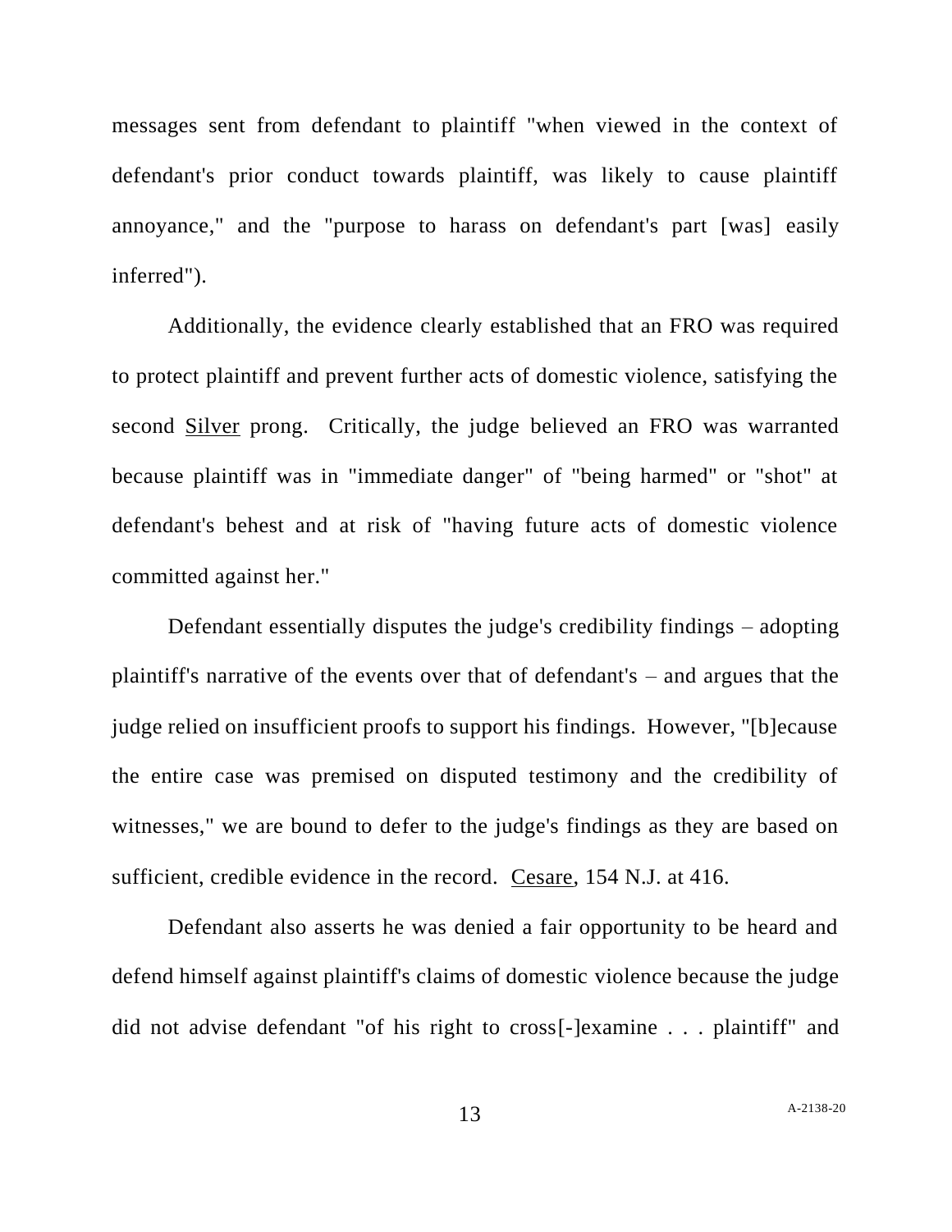messages sent from defendant to plaintiff "when viewed in the context of defendant's prior conduct towards plaintiff, was likely to cause plaintiff annoyance," and the "purpose to harass on defendant's part [was] easily inferred").

Additionally, the evidence clearly established that an FRO was required to protect plaintiff and prevent further acts of domestic violence, satisfying the second Silver prong. Critically, the judge believed an FRO was warranted because plaintiff was in "immediate danger" of "being harmed" or "shot" at defendant's behest and at risk of "having future acts of domestic violence committed against her."

Defendant essentially disputes the judge's credibility findings – adopting plaintiff's narrative of the events over that of defendant's – and argues that the judge relied on insufficient proofs to support his findings. However, "[b]ecause the entire case was premised on disputed testimony and the credibility of witnesses," we are bound to defer to the judge's findings as they are based on sufficient, credible evidence in the record. Cesare, 154 N.J. at 416.

Defendant also asserts he was denied a fair opportunity to be heard and defend himself against plaintiff's claims of domestic violence because the judge did not advise defendant "of his right to cross[-]examine . . . plaintiff" and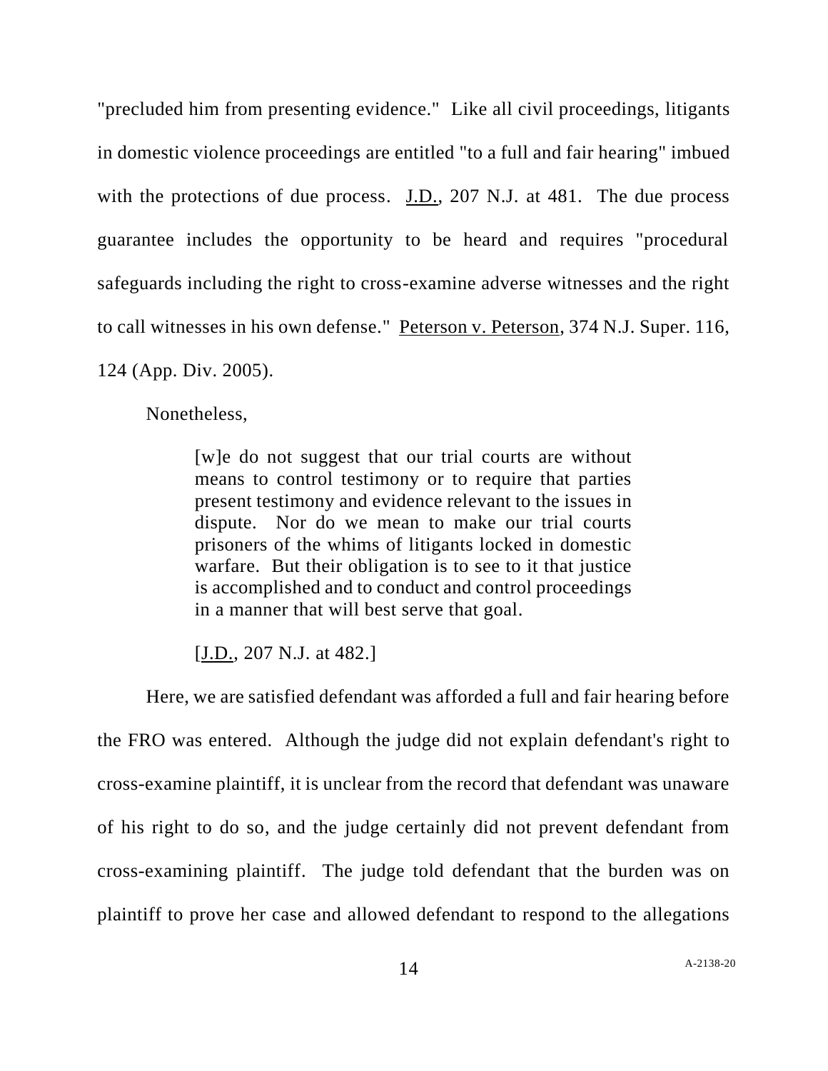"precluded him from presenting evidence." Like all civil proceedings, litigants in domestic violence proceedings are entitled "to a full and fair hearing" imbued with the protections of due process. J.D., 207 N.J. at 481. The due process guarantee includes the opportunity to be heard and requires "procedural safeguards including the right to cross-examine adverse witnesses and the right to call witnesses in his own defense." Peterson v. Peterson, 374 N.J. Super. 116, 124 (App. Div. 2005).

Nonetheless,

> [w]e do not suggest that our trial courts are without means to control testimony or to require that parties present testimony and evidence relevant to the issues in dispute. Nor do we mean to make our trial courts prisoners of the whims of litigants locked in domestic warfare. But their obligation is to see to it that justice is accomplished and to conduct and control proceedings in a manner that will best serve that goal.
>
> [J.D., 207 N.J. at 482.]

Here, we are satisfied defendant was afforded a full and fair hearing before the FRO was entered. Although the judge did not explain defendant's right to cross-examine plaintiff, it is unclear from the record that defendant was unaware of his right to do so, and the judge certainly did not prevent defendant from cross-examining plaintiff. The judge told defendant that the burden was on plaintiff to prove her case and allowed defendant to respond to the allegations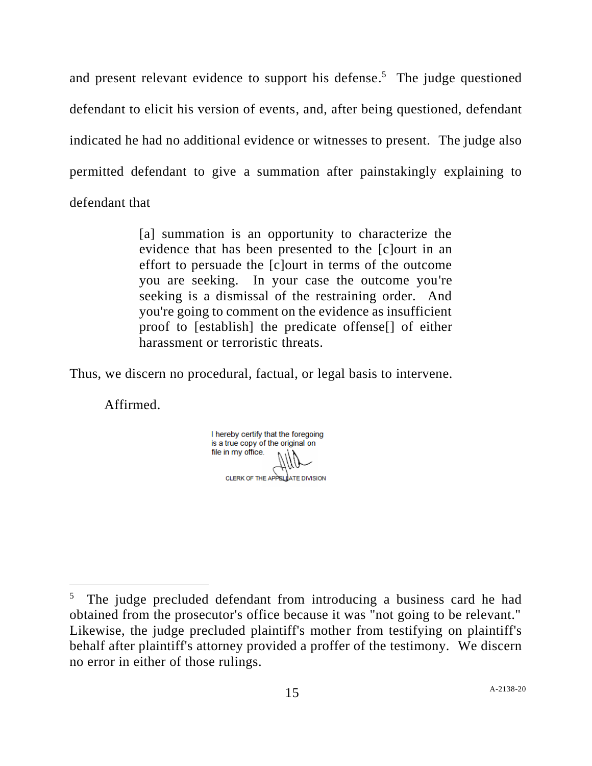and present relevant evidence to support his defense.[5] The judge questioned defendant to elicit his version of events, and, after being questioned, defendant indicated he had no additional evidence or witnesses to present. The judge also permitted defendant to give a summation after painstakingly explaining to defendant that

> [a] summation is an opportunity to characterize the evidence that has been presented to the [c]ourt in an effort to persuade the [c]ourt in terms of the outcome you are seeking. In your case the outcome you're seeking is a dismissal of the restraining order. And you're going to comment on the evidence as insufficient proof to [establish] the predicate offense[] of either harassment or terroristic threats.

Thus, we discern no procedural, factual, or legal basis to intervene.

Affirmed.

I hereby certify that the foregoing is a true copy of the original on file in my office.

CLERK OF THE APPELLATE DIVISION

---

[5] The judge precluded defendant from introducing a business card he had obtained from the prosecutor's office because it was "not going to be relevant." Likewise, the judge precluded plaintiff's mother from testifying on plaintiff's behalf after plaintiff's attorney provided a proffer of the testimony. We discern no error in either of those rulings.